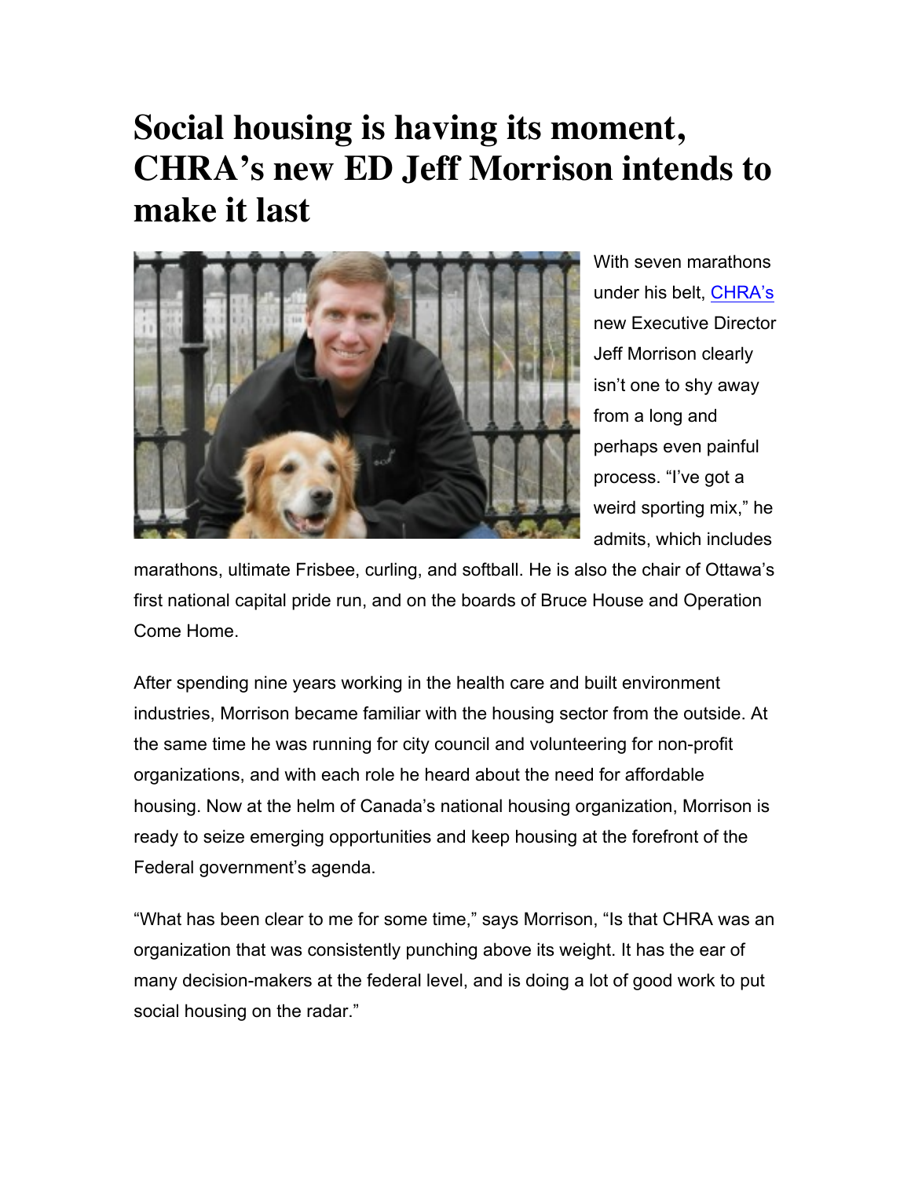# Social housing is having its moment, CHRA's new ED Jeff Morrison intends to make it last

With seven marathons under his belt, CHRA's new Executive Director Jeff Morrison clearly isn't one to shy away from a long and perhaps even painful process. "I've got a weird sporting mix," he admits, which includes marathons, ultimate Frisbee, curling, and softball. He is also the chair of Ottawa's first national capital pride run, and on the boards of Bruce House and Operation Come Home.

After spending nine years working in the health care and built environment industries, Morrison became familiar with the housing sector from the outside. At the same time he was running for city council and volunteering for non-profit organizations, and with each role he heard about the need for affordable housing. Now at the helm of Canada's national housing organization, Morrison is ready to seize emerging opportunities and keep housing at the forefront of the Federal government's agenda.

"What has been clear to me for some time," says Morrison, "Is that CHRA was an organization that was consistently punching above its weight. It has the ear of many decision-makers at the federal level, and is doing a lot of good work to put social housing on the radar."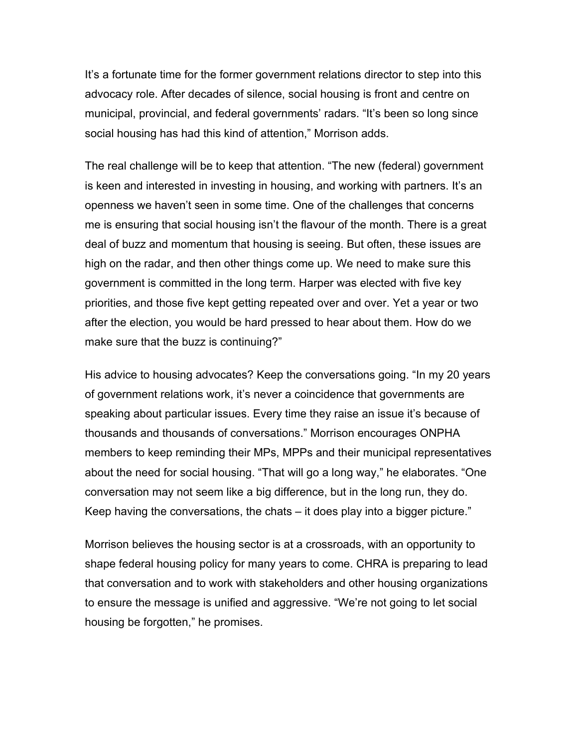It’s a fortunate time for the former government relations director to step into this advocacy role. After decades of silence, social housing is front and centre on municipal, provincial, and federal governments’ radars. “It’s been so long since social housing has had this kind of attention,” Morrison adds.

The real challenge will be to keep that attention. “The new (federal) government is keen and interested in investing in housing, and working with partners. It’s an openness we haven’t seen in some time. One of the challenges that concerns me is ensuring that social housing isn’t the flavour of the month. There is a great deal of buzz and momentum that housing is seeing. But often, these issues are high on the radar, and then other things come up. We need to make sure this government is committed in the long term. Harper was elected with five key priorities, and those five kept getting repeated over and over. Yet a year or two after the election, you would be hard pressed to hear about them. How do we make sure that the buzz is continuing?”

His advice to housing advocates? Keep the conversations going. “In my 20 years of government relations work, it’s never a coincidence that governments are speaking about particular issues. Every time they raise an issue it’s because of thousands and thousands of conversations.” Morrison encourages ONPHA members to keep reminding their MPs, MPPs and their municipal representatives about the need for social housing. “That will go a long way,” he elaborates. “One conversation may not seem like a big difference, but in the long run, they do. Keep having the conversations, the chats – it does play into a bigger picture.”

Morrison believes the housing sector is at a crossroads, with an opportunity to shape federal housing policy for many years to come. CHRA is preparing to lead that conversation and to work with stakeholders and other housing organizations to ensure the message is unified and aggressive. “We’re not going to let social housing be forgotten,” he promises.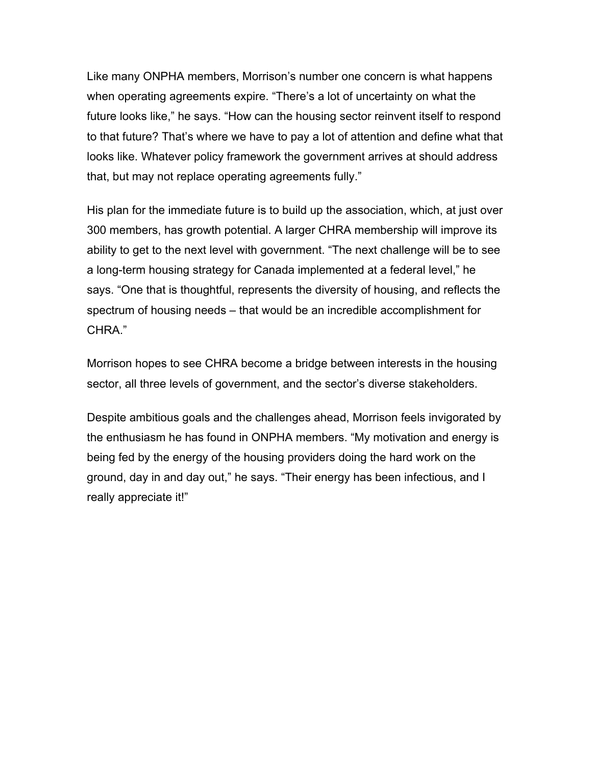Like many ONPHA members, Morrison's number one concern is what happens when operating agreements expire. "There's a lot of uncertainty on what the future looks like," he says. "How can the housing sector reinvent itself to respond to that future? That's where we have to pay a lot of attention and define what that looks like. Whatever policy framework the government arrives at should address that, but may not replace operating agreements fully."

His plan for the immediate future is to build up the association, which, at just over 300 members, has growth potential. A larger CHRA membership will improve its ability to get to the next level with government. "The next challenge will be to see a long-term housing strategy for Canada implemented at a federal level," he says. "One that is thoughtful, represents the diversity of housing, and reflects the spectrum of housing needs – that would be an incredible accomplishment for CHRA."

Morrison hopes to see CHRA become a bridge between interests in the housing sector, all three levels of government, and the sector's diverse stakeholders.

Despite ambitious goals and the challenges ahead, Morrison feels invigorated by the enthusiasm he has found in ONPHA members. "My motivation and energy is being fed by the energy of the housing providers doing the hard work on the ground, day in and day out," he says. "Their energy has been infectious, and I really appreciate it!"